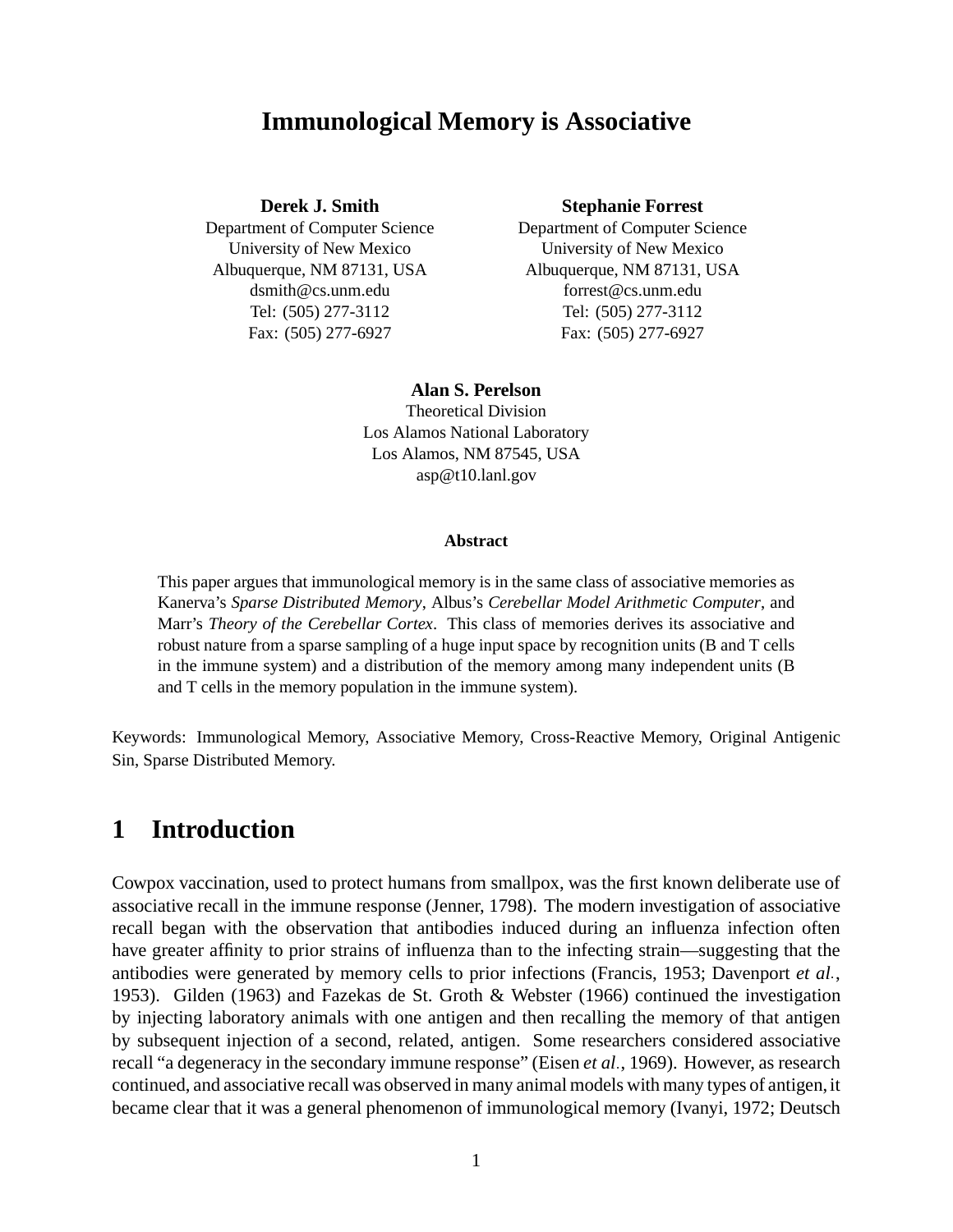# Immunological Memory is Associative

**Derek J. Smith**
Department of Computer Science
University of New Mexico
Albuquerque, NM 87131, USA
dsmith@cs.unm.edu
Tel: (505) 277-3112
Fax: (505) 277-6927

**Stephanie Forrest**
Department of Computer Science
University of New Mexico
Albuquerque, NM 87131, USA
forrest@cs.unm.edu
Tel: (505) 277-3112
Fax: (505) 277-6927

**Alan S. Perelson**
Theoretical Division
Los Alamos National Laboratory
Los Alamos, NM 87545, USA
asp@t10.lanl.gov

### Abstract

This paper argues that immunological memory is in the same class of associative memories as Kanerva's *Sparse Distributed Memory*, Albus's *Cerebellar Model Arithmetic Computer*, and Marr's *Theory of the Cerebellar Cortex*. This class of memories derives its associative and robust nature from a sparse sampling of a huge input space by recognition units (B and T cells in the immune system) and a distribution of the memory among many independent units (B and T cells in the memory population in the immune system).

Keywords: Immunological Memory, Associative Memory, Cross-Reactive Memory, Original Antigenic Sin, Sparse Distributed Memory.

## 1 Introduction

Cowpox vaccination, used to protect humans from smallpox, was the first known deliberate use of associative recall in the immune response (Jenner, 1798). The modern investigation of associative recall began with the observation that antibodies induced during an influenza infection often have greater affinity to prior strains of influenza than to the infecting strain—suggesting that the antibodies were generated by memory cells to prior infections (Francis, 1953; Davenport *et al.*, 1953). Gilden (1963) and Fazekas de St. Groth & Webster (1966) continued the investigation by injecting laboratory animals with one antigen and then recalling the memory of that antigen by subsequent injection of a second, related, antigen. Some researchers considered associative recall "a degeneracy in the secondary immune response" (Eisen *et al.*, 1969). However, as research continued, and associative recall was observed in many animal models with many types of antigen, it became clear that it was a general phenomenon of immunological memory (Ivanyi, 1972; Deutsch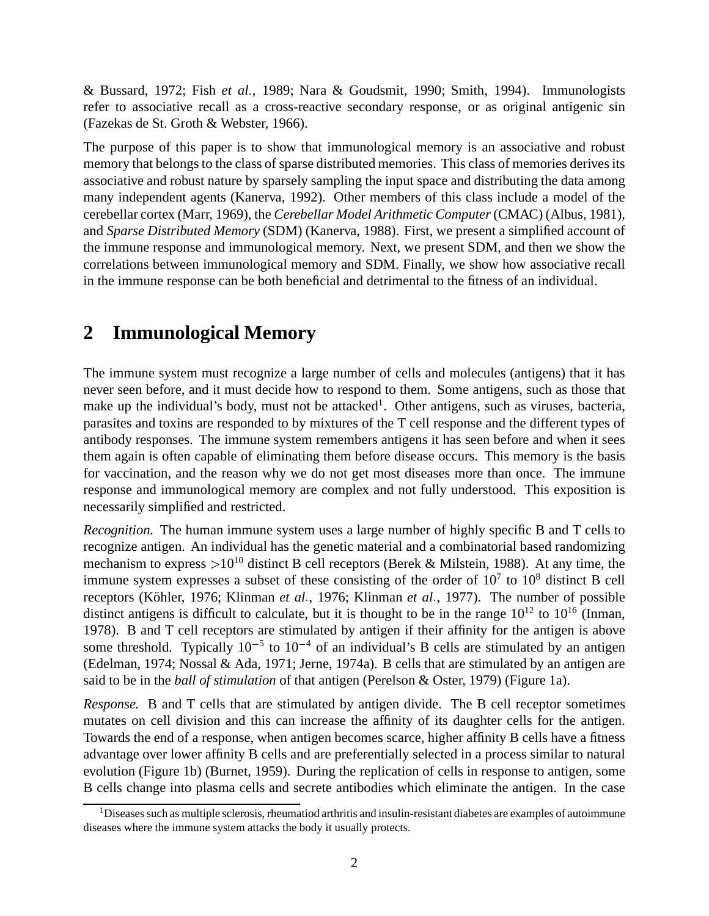& Bussard, 1972; Fish *et al.*, 1989; Nara & Goudsmit, 1990; Smith, 1994). Immunologists refer to associative recall as a cross-reactive secondary response, or as original antigenic sin (Fazekas de St. Groth & Webster, 1966).

The purpose of this paper is to show that immunological memory is an associative and robust memory that belongs to the class of sparse distributed memories. This class of memories derives its associative and robust nature by sparsely sampling the input space and distributing the data among many independent agents (Kanerva, 1992). Other members of this class include a model of the cerebellar cortex (Marr, 1969), the *Cerebellar Model Arithmetic Computer* (CMAC) (Albus, 1981), and *Sparse Distributed Memory* (SDM) (Kanerva, 1988). First, we present a simplified account of the immune response and immunological memory. Next, we present SDM, and then we show the correlations between immunological memory and SDM. Finally, we show how associative recall in the immune response can be both beneficial and detrimental to the fitness of an individual.

## 2 Immunological Memory

The immune system must recognize a large number of cells and molecules (antigens) that it has never seen before, and it must decide how to respond to them. Some antigens, such as those that make up the individual's body, must not be attacked[1]. Other antigens, such as viruses, bacteria, parasites and toxins are responded to by mixtures of the T cell response and the different types of antibody responses. The immune system remembers antigens it has seen before and when it sees them again is often capable of eliminating them before disease occurs. This memory is the basis for vaccination, and the reason why we do not get most diseases more than once. The immune response and immunological memory are complex and not fully understood. This exposition is necessarily simplified and restricted.

*Recognition.* The human immune system uses a large number of highly specific B and T cells to recognize antigen. An individual has the genetic material and a combinatorial based randomizing mechanism to express $>10^{10}$ distinct B cell receptors (Berek & Milstein, 1988). At any time, the immune system expresses a subset of these consisting of the order of $10^7$ to $10^8$ distinct B cell receptors (Köhler, 1976; Klinman *et al.*, 1976; Klinman *et al.*, 1977). The number of possible distinct antigens is difficult to calculate, but it is thought to be in the range $10^{12}$ to $10^{16}$ (Inman, 1978). B and T cell receptors are stimulated by antigen if their affinity for the antigen is above some threshold. Typically $10^{-5}$ to $10^{-4}$ of an individual's B cells are stimulated by an antigen (Edelman, 1974; Nossal & Ada, 1971; Jerne, 1974a). B cells that are stimulated by an antigen are said to be in the *ball of stimulation* of that antigen (Perelson & Oster, 1979) (Figure 1a).

*Response.* B and T cells that are stimulated by antigen divide. The B cell receptor sometimes mutates on cell division and this can increase the affinity of its daughter cells for the antigen. Towards the end of a response, when antigen becomes scarce, higher affinity B cells have a fitness advantage over lower affinity B cells and are preferentially selected in a process similar to natural evolution (Figure 1b) (Burnet, 1959). During the replication of cells in response to antigen, some B cells change into plasma cells and secrete antibodies which eliminate the antigen. In the case

[1] Diseases such as multiple sclerosis, rheumatiod arthritis and insulin-resistant diabetes are examples of autoimmune diseases where the immune system attacks the body it usually protects.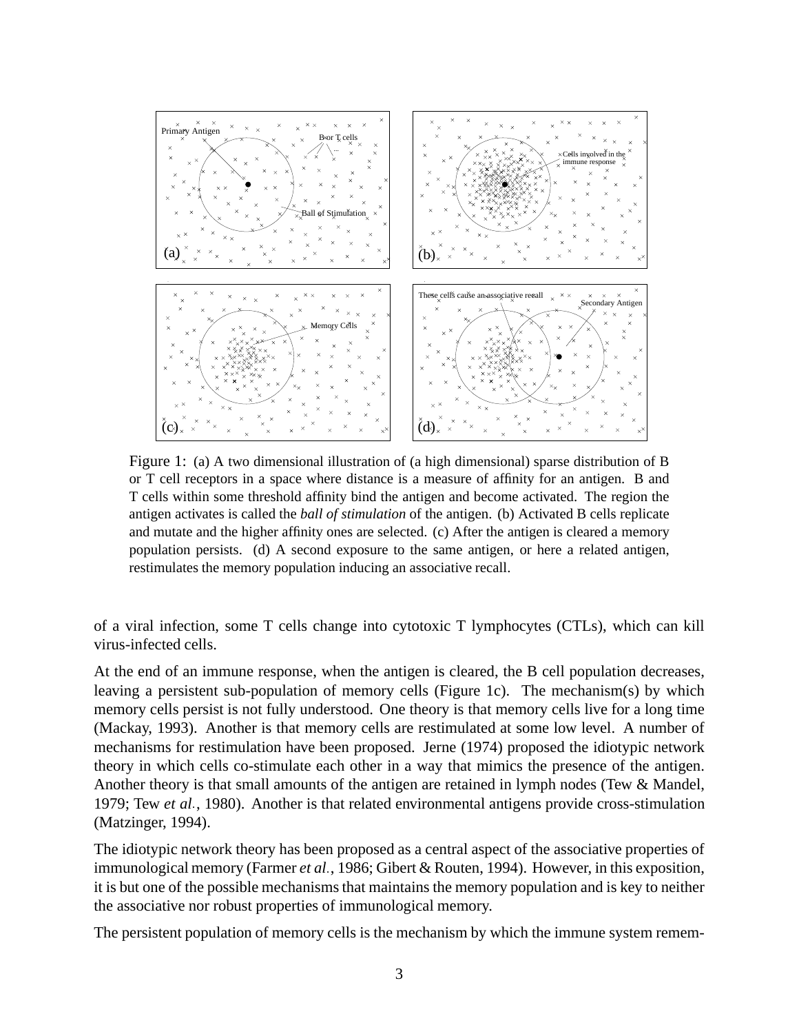Figure 1: (a) A two dimensional illustration of (a high dimensional) sparse distribution of B or T cell receptors in a space where distance is a measure of affinity for an antigen. B and T cells within some threshold affinity bind the antigen and become activated. The region the antigen activates is called the *ball of stimulation* of the antigen. (b) Activated B cells replicate and mutate and the higher affinity ones are selected. (c) After the antigen is cleared a memory population persists. (d) A second exposure to the same antigen, or here a related antigen, restimulates the memory population inducing an associative recall.

of a viral infection, some T cells change into cytotoxic T lymphocytes (CTLs), which can kill virus-infected cells.

At the end of an immune response, when the antigen is cleared, the B cell population decreases, leaving a persistent sub-population of memory cells (Figure 1c). The mechanism(s) by which memory cells persist is not fully understood. One theory is that memory cells live for a long time (Mackay, 1993). Another is that memory cells are restimulated at some low level. A number of mechanisms for restimulation have been proposed. Jerne (1974) proposed the idiotypic network theory in which cells co-stimulate each other in a way that mimics the presence of the antigen. Another theory is that small amounts of the antigen are retained in lymph nodes (Tew & Mandel, 1979; Tew *et al.*, 1980). Another is that related environmental antigens provide cross-stimulation (Matzinger, 1994).

The idiotypic network theory has been proposed as a central aspect of the associative properties of immunological memory (Farmer *et al.*, 1986; Gibert & Routen, 1994). However, in this exposition, it is but one of the possible mechanisms that maintains the memory population and is key to neither the associative nor robust properties of immunological memory.

The persistent population of memory cells is the mechanism by which the immune system remem-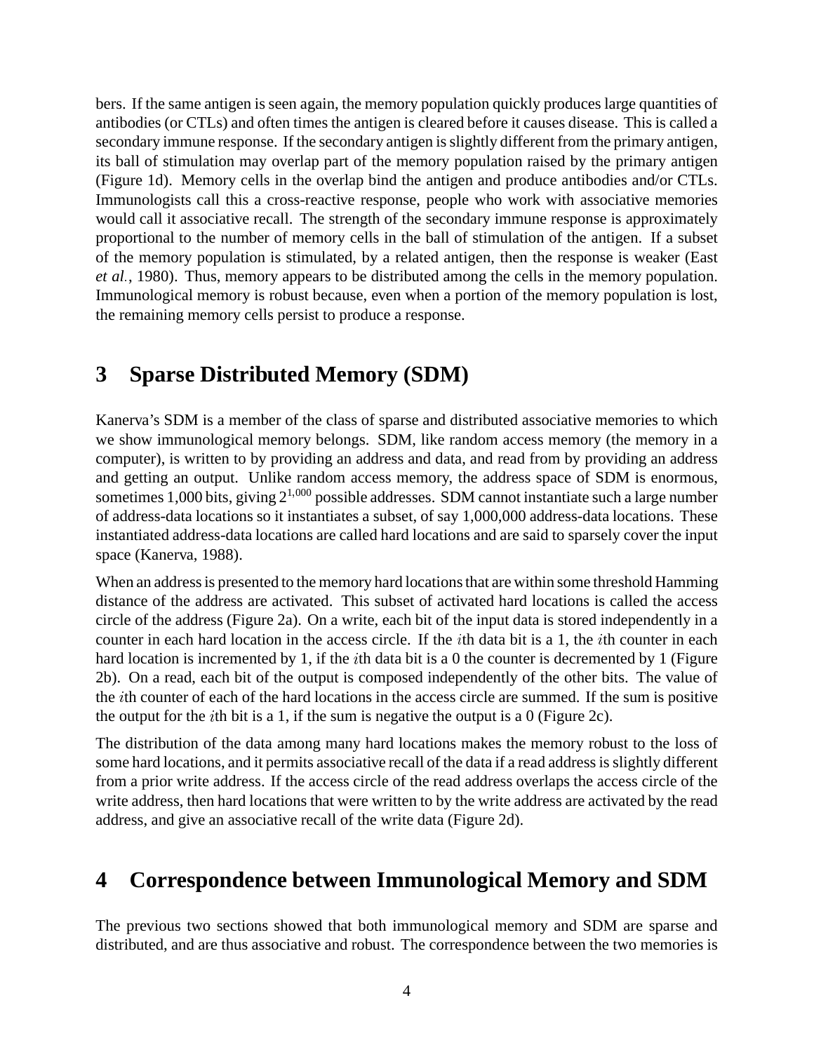bers. If the same antigen is seen again, the memory population quickly produces large quantities of antibodies (or CTLs) and often times the antigen is cleared before it causes disease. This is called a secondary immune response. If the secondary antigen is slightly different from the primary antigen, its ball of stimulation may overlap part of the memory population raised by the primary antigen (Figure 1d). Memory cells in the overlap bind the antigen and produce antibodies and/or CTLs. Immunologists call this a cross-reactive response, people who work with associative memories would call it associative recall. The strength of the secondary immune response is approximately proportional to the number of memory cells in the ball of stimulation of the antigen. If a subset of the memory population is stimulated, by a related antigen, then the response is weaker (East *et al.*, 1980). Thus, memory appears to be distributed among the cells in the memory population. Immunological memory is robust because, even when a portion of the memory population is lost, the remaining memory cells persist to produce a response.

## 3 Sparse Distributed Memory (SDM)

Kanerva's SDM is a member of the class of sparse and distributed associative memories to which we show immunological memory belongs. SDM, like random access memory (the memory in a computer), is written to by providing an address and data, and read from by providing an address and getting an output. Unlike random access memory, the address space of SDM is enormous, sometimes 1,000 bits, giving $2^{1,000}$ possible addresses. SDM cannot instantiate such a large number of address-data locations so it instantiates a subset, of say 1,000,000 address-data locations. These instantiated address-data locations are called hard locations and are said to sparsely cover the input space (Kanerva, 1988).

When an address is presented to the memory hard locations that are within some threshold Hamming distance of the address are activated. This subset of activated hard locations is called the access circle of the address (Figure 2a). On a write, each bit of the input data is stored independently in a counter in each hard location in the access circle. If the $i$th data bit is a 1, the $i$th counter in each hard location is incremented by 1, if the $i$th data bit is a 0 the counter is decremented by 1 (Figure 2b). On a read, each bit of the output is composed independently of the other bits. The value of the $i$th counter of each of the hard locations in the access circle are summed. If the sum is positive the output for the $i$th bit is a 1, if the sum is negative the output is a 0 (Figure 2c).

The distribution of the data among many hard locations makes the memory robust to the loss of some hard locations, and it permits associative recall of the data if a read address is slightly different from a prior write address. If the access circle of the read address overlaps the access circle of the write address, then hard locations that were written to by the write address are activated by the read address, and give an associative recall of the write data (Figure 2d).

## 4 Correspondence between Immunological Memory and SDM

The previous two sections showed that both immunological memory and SDM are sparse and distributed, and are thus associative and robust. The correspondence between the two memories is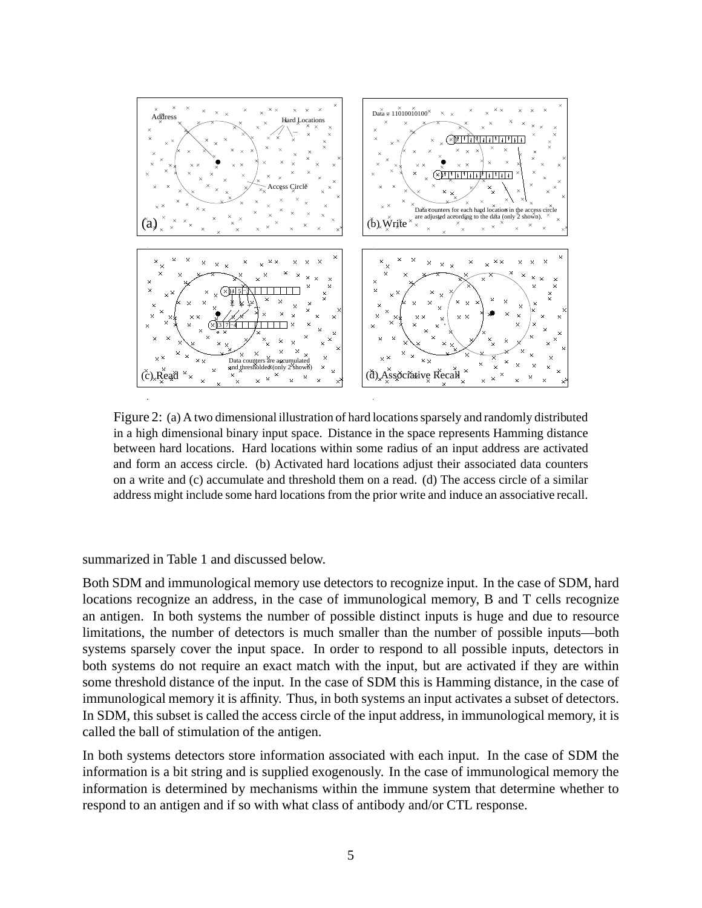Figure 2: (a) A two dimensional illustration of hard locations sparsely and randomly distributed in a high dimensional binary input space. Distance in the space represents Hamming distance between hard locations. Hard locations within some radius of an input address are activated and form an access circle. (b) Activated hard locations adjust their associated data counters on a write and (c) accumulate and threshold them on a read. (d) The access circle of a similar address might include some hard locations from the prior write and induce an associative recall.

summarized in Table 1 and discussed below.

Both SDM and immunological memory use detectors to recognize input. In the case of SDM, hard locations recognize an address, in the case of immunological memory, B and T cells recognize an antigen. In both systems the number of possible distinct inputs is huge and due to resource limitations, the number of detectors is much smaller than the number of possible inputs—both systems sparsely cover the input space. In order to respond to all possible inputs, detectors in both systems do not require an exact match with the input, but are activated if they are within some threshold distance of the input. In the case of SDM this is Hamming distance, in the case of immunological memory it is affinity. Thus, in both systems an input activates a subset of detectors. In SDM, this subset is called the access circle of the input address, in immunological memory, it is called the ball of stimulation of the antigen.

In both systems detectors store information associated with each input. In the case of SDM the information is a bit string and is supplied exogenously. In the case of immunological memory the information is determined by mechanisms within the immune system that determine whether to respond to an antigen and if so with what class of antibody and/or CTL response.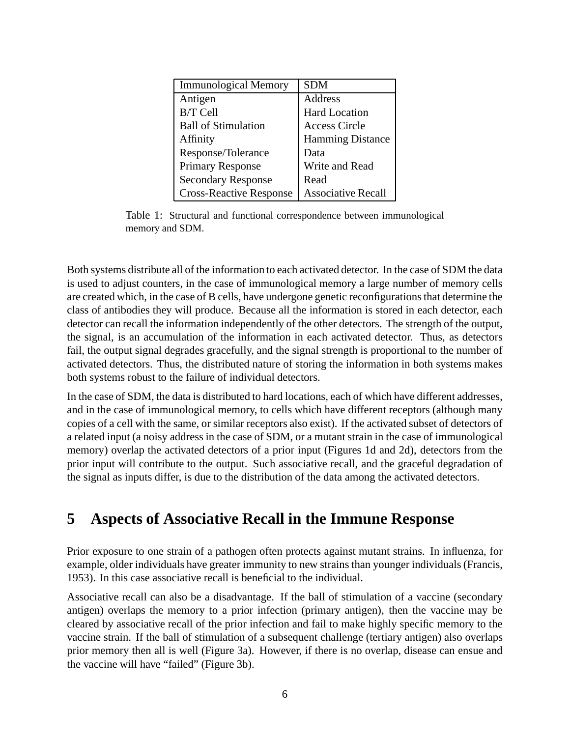| Immunological Memory | SDM |
|---|---|
| Antigen | Address |
| B/T Cell | Hard Location |
| Ball of Stimulation | Access Circle |
| Affinity | Hamming Distance |
| Response/Tolerance | Data |
| Primary Response | Write and Read |
| Secondary Response | Read |
| Cross-Reactive Response | Associative Recall |

Table 1: Structural and functional correspondence between immunological memory and SDM.

Both systems distribute all of the information to each activated detector. In the case of SDM the data is used to adjust counters, in the case of immunological memory a large number of memory cells are created which, in the case of B cells, have undergone genetic reconfigurations that determine the class of antibodies they will produce. Because all the information is stored in each detector, each detector can recall the information independently of the other detectors. The strength of the output, the signal, is an accumulation of the information in each activated detector. Thus, as detectors fail, the output signal degrades gracefully, and the signal strength is proportional to the number of activated detectors. Thus, the distributed nature of storing the information in both systems makes both systems robust to the failure of individual detectors.

In the case of SDM, the data is distributed to hard locations, each of which have different addresses, and in the case of immunological memory, to cells which have different receptors (although many copies of a cell with the same, or similar receptors also exist). If the activated subset of detectors of a related input (a noisy address in the case of SDM, or a mutant strain in the case of immunological memory) overlap the activated detectors of a prior input (Figures 1d and 2d), detectors from the prior input will contribute to the output. Such associative recall, and the graceful degradation of the signal as inputs differ, is due to the distribution of the data among the activated detectors.

## 5 Aspects of Associative Recall in the Immune Response

Prior exposure to one strain of a pathogen often protects against mutant strains. In influenza, for example, older individuals have greater immunity to new strains than younger individuals (Francis, 1953). In this case associative recall is beneficial to the individual.

Associative recall can also be a disadvantage. If the ball of stimulation of a vaccine (secondary antigen) overlaps the memory to a prior infection (primary antigen), then the vaccine may be cleared by associative recall of the prior infection and fail to make highly specific memory to the vaccine strain. If the ball of stimulation of a subsequent challenge (tertiary antigen) also overlaps prior memory then all is well (Figure 3a). However, if there is no overlap, disease can ensue and the vaccine will have "failed" (Figure 3b).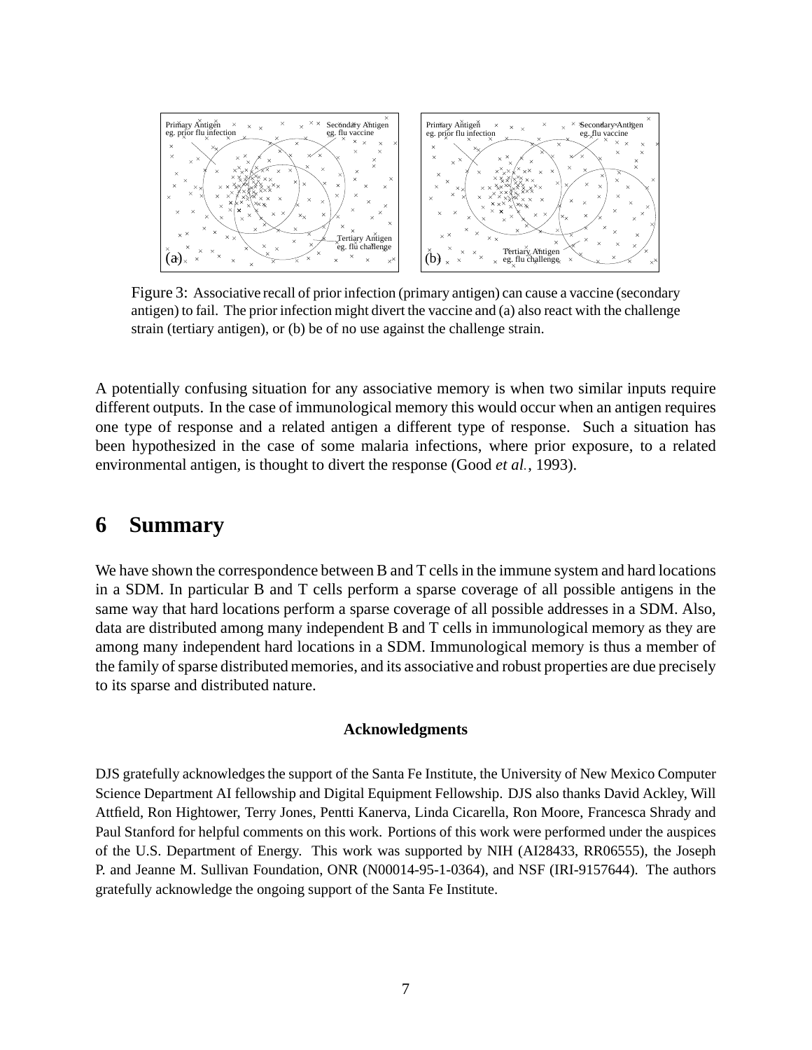Figure 3: Associative recall of prior infection (primary antigen) can cause a vaccine (secondary antigen) to fail. The prior infection might divert the vaccine and (a) also react with the challenge strain (tertiary antigen), or (b) be of no use against the challenge strain.

A potentially confusing situation for any associative memory is when two similar inputs require different outputs. In the case of immunological memory this would occur when an antigen requires one type of response and a related antigen a different type of response. Such a situation has been hypothesized in the case of some malaria infections, where prior exposure, to a related environmental antigen, is thought to divert the response (Good *et al.*, 1993).

# 6 Summary

We have shown the correspondence between B and T cells in the immune system and hard locations in a SDM. In particular B and T cells perform a sparse coverage of all possible antigens in the same way that hard locations perform a sparse coverage of all possible addresses in a SDM. Also, data are distributed among many independent B and T cells in immunological memory as they are among many independent hard locations in a SDM. Immunological memory is thus a member of the family of sparse distributed memories, and its associative and robust properties are due precisely to its sparse and distributed nature.

### Acknowledgments

DJS gratefully acknowledges the support of the Santa Fe Institute, the University of New Mexico Computer Science Department AI fellowship and Digital Equipment Fellowship. DJS also thanks David Ackley, Will Attfield, Ron Hightower, Terry Jones, Pentti Kanerva, Linda Cicarella, Ron Moore, Francesca Shrady and Paul Stanford for helpful comments on this work. Portions of this work were performed under the auspices of the U.S. Department of Energy. This work was supported by NIH (AI28433, RR06555), the Joseph P. and Jeanne M. Sullivan Foundation, ONR (N00014-95-1-0364), and NSF (IRI-9157644). The authors gratefully acknowledge the ongoing support of the Santa Fe Institute.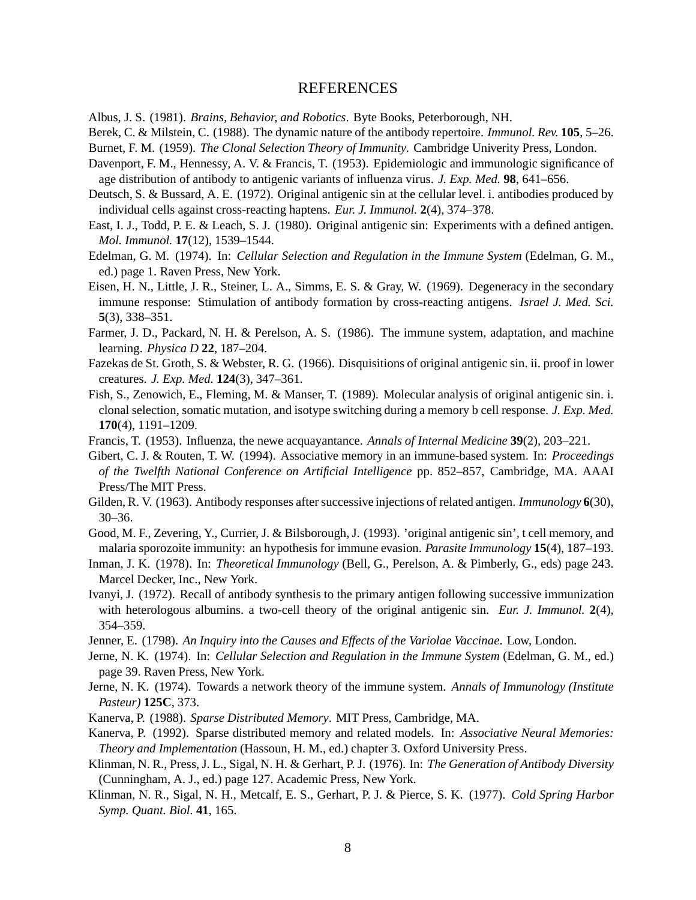# REFERENCES

Albus, J. S. (1981). *Brains, Behavior, and Robotics*. Byte Books, Peterborough, NH.

Berek, C. & Milstein, C. (1988). The dynamic nature of the antibody repertoire. *Immunol. Rev.* **105**, 5–26.

Burnet, F. M. (1959). *The Clonal Selection Theory of Immunity*. Cambridge Univerity Press, London.

Davenport, F. M., Hennessy, A. V. & Francis, T. (1953). Epidemiologic and immunologic significance of age distribution of antibody to antigenic variants of influenza virus. *J. Exp. Med.* **98**, 641–656.

Deutsch, S. & Bussard, A. E. (1972). Original antigenic sin at the cellular level. i. antibodies produced by individual cells against cross-reacting haptens. *Eur. J. Immunol.* **2**(4), 374–378.

East, I. J., Todd, P. E. & Leach, S. J. (1980). Original antigenic sin: Experiments with a defined antigen. *Mol. Immunol.* **17**(12), 1539–1544.

Edelman, G. M. (1974). In: *Cellular Selection and Regulation in the Immune System* (Edelman, G. M., ed.) page 1. Raven Press, New York.

Eisen, H. N., Little, J. R., Steiner, L. A., Simms, E. S. & Gray, W. (1969). Degeneracy in the secondary immune response: Stimulation of antibody formation by cross-reacting antigens. *Israel J. Med. Sci.* **5**(3), 338–351.

Farmer, J. D., Packard, N. H. & Perelson, A. S. (1986). The immune system, adaptation, and machine learning. *Physica D* **22**, 187–204.

Fazekas de St. Groth, S. & Webster, R. G. (1966). Disquisitions of original antigenic sin. ii. proof in lower creatures. *J. Exp. Med.* **124**(3), 347–361.

Fish, S., Zenowich, E., Fleming, M. & Manser, T. (1989). Molecular analysis of original antigenic sin. i. clonal selection, somatic mutation, and isotype switching during a memory b cell response. *J. Exp. Med.* **170**(4), 1191–1209.

Francis, T. (1953). Influenza, the newe acquayantance. *Annals of Internal Medicine* **39**(2), 203–221.

Gibert, C. J. & Routen, T. W. (1994). Associative memory in an immune-based system. In: *Proceedings of the Twelfth National Conference on Artificial Intelligence* pp. 852–857, Cambridge, MA. AAAI Press/The MIT Press.

Gilden, R. V. (1963). Antibody responses after successive injections of related antigen. *Immunology* **6**(30), 30–36.

Good, M. F., Zevering, Y., Currier, J. & Bilsborough, J. (1993). 'original antigenic sin', t cell memory, and malaria sporozoite immunity: an hypothesis for immune evasion. *Parasite Immunology* **15**(4), 187–193.

Inman, J. K. (1978). In: *Theoretical Immunology* (Bell, G., Perelson, A. & Pimberly, G., eds) page 243. Marcel Decker, Inc., New York.

Ivanyi, J. (1972). Recall of antibody synthesis to the primary antigen following successive immunization with heterologous albumins. a two-cell theory of the original antigenic sin. *Eur. J. Immunol.* **2**(4), 354–359.

Jenner, E. (1798). *An Inquiry into the Causes and Effects of the Variolae Vaccinae*. Low, London.

Jerne, N. K. (1974). In: *Cellular Selection and Regulation in the Immune System* (Edelman, G. M., ed.) page 39. Raven Press, New York.

Jerne, N. K. (1974). Towards a network theory of the immune system. *Annals of Immunology (Institute Pasteur)* **125C**, 373.

Kanerva, P. (1988). *Sparse Distributed Memory*. MIT Press, Cambridge, MA.

Kanerva, P. (1992). Sparse distributed memory and related models. In: *Associative Neural Memories: Theory and Implementation* (Hassoun, H. M., ed.) chapter 3. Oxford University Press.

Klinman, N. R., Press, J. L., Sigal, N. H. & Gerhart, P. J. (1976). In: *The Generation of Antibody Diversity* (Cunningham, A. J., ed.) page 127. Academic Press, New York.

Klinman, N. R., Sigal, N. H., Metcalf, E. S., Gerhart, P. J. & Pierce, S. K. (1977). *Cold Spring Harbor Symp. Quant. Biol.* **41**, 165.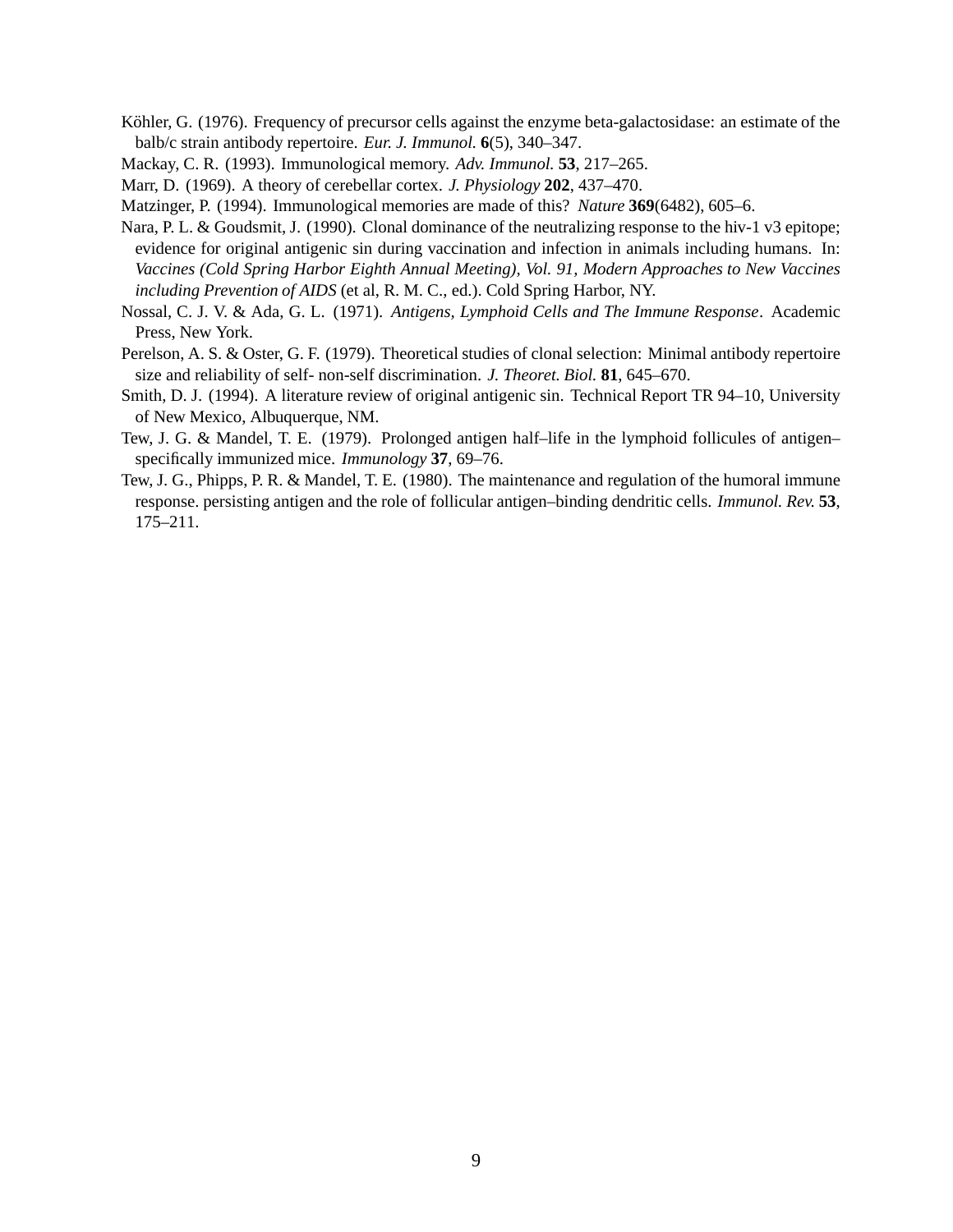Köhler, G. (1976). Frequency of precursor cells against the enzyme beta-galactosidase: an estimate of the balb/c strain antibody repertoire. *Eur. J. Immunol.* **6**(5), 340–347.

Mackay, C. R. (1993). Immunological memory. *Adv. Immunol.* **53**, 217–265.

Marr, D. (1969). A theory of cerebellar cortex. *J. Physiology* **202**, 437–470.

Matzinger, P. (1994). Immunological memories are made of this? *Nature* **369**(6482), 605–6.

Nara, P. L. & Goudsmit, J. (1990). Clonal dominance of the neutralizing response to the hiv-1 v3 epitope; evidence for original antigenic sin during vaccination and infection in animals including humans. In: *Vaccines (Cold Spring Harbor Eighth Annual Meeting), Vol. 91, Modern Approaches to New Vaccines including Prevention of AIDS* (et al, R. M. C., ed.). Cold Spring Harbor, NY.

Nossal, C. J. V. & Ada, G. L. (1971). *Antigens, Lymphoid Cells and The Immune Response*. Academic Press, New York.

Perelson, A. S. & Oster, G. F. (1979). Theoretical studies of clonal selection: Minimal antibody repertoire size and reliability of self- non-self discrimination. *J. Theoret. Biol.* **81**, 645–670.

Smith, D. J. (1994). A literature review of original antigenic sin. Technical Report TR 94–10, University of New Mexico, Albuquerque, NM.

Tew, J. G. & Mandel, T. E. (1979). Prolonged antigen half–life in the lymphoid follicules of antigen–specifically immunized mice. *Immunology* **37**, 69–76.

Tew, J. G., Phipps, P. R. & Mandel, T. E. (1980). The maintenance and regulation of the humoral immune response. persisting antigen and the role of follicular antigen–binding dendritic cells. *Immunol. Rev.* **53**, 175–211.